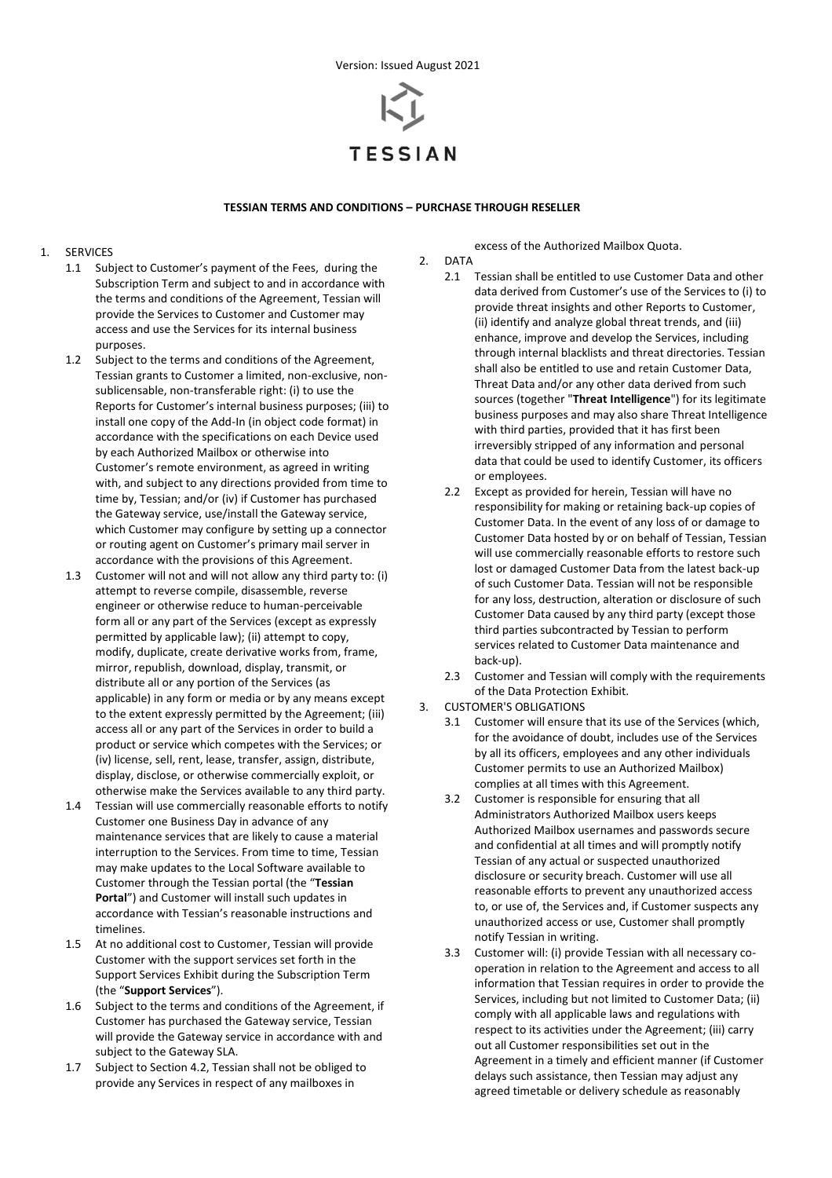Version: Issued August 2021

TESSIAN

**TESSIAN TERMS AND CONDITIONS – PURCHASE THROUGH RESELLER**

1. SERVICES
   1.1 Subject to Customer's payment of the Fees, during the Subscription Term and subject to and in accordance with the terms and conditions of the Agreement, Tessian will provide the Services to Customer and Customer may access and use the Services for its internal business purposes.
   1.2 Subject to the terms and conditions of the Agreement, Tessian grants to Customer a limited, non-exclusive, non-sublicensable, non-transferable right: (i) to use the Reports for Customer's internal business purposes; (iii) to install one copy of the Add-In (in object code format) in accordance with the specifications on each Device used by each Authorized Mailbox or otherwise into Customer's remote environment, as agreed in writing with, and subject to any directions provided from time to time by, Tessian; and/or (iv) if Customer has purchased the Gateway service, use/install the Gateway service, which Customer may configure by setting up a connector or routing agent on Customer's primary mail server in accordance with the provisions of this Agreement.
   1.3 Customer will not and will not allow any third party to: (i) attempt to reverse compile, disassemble, reverse engineer or otherwise reduce to human-perceivable form all or any part of the Services (except as expressly permitted by applicable law); (ii) attempt to copy, modify, duplicate, create derivative works from, frame, mirror, republish, download, display, transmit, or distribute all or any portion of the Services (as applicable) in any form or media or by any means except to the extent expressly permitted by the Agreement; (iii) access all or any part of the Services in order to build a product or service which competes with the Services; or (iv) license, sell, rent, lease, transfer, assign, distribute, display, disclose, or otherwise commercially exploit, or otherwise make the Services available to any third party.
   1.4 Tessian will use commercially reasonable efforts to notify Customer one Business Day in advance of any maintenance services that are likely to cause a material interruption to the Services. From time to time, Tessian may make updates to the Local Software available to Customer through the Tessian portal (the "**Tessian Portal**") and Customer will install such updates in accordance with Tessian's reasonable instructions and timelines.
   1.5 At no additional cost to Customer, Tessian will provide Customer with the support services set forth in the Support Services Exhibit during the Subscription Term (the "**Support Services**").
   1.6 Subject to the terms and conditions of the Agreement, if Customer has purchased the Gateway service, Tessian will provide the Gateway service in accordance with and subject to the Gateway SLA.
   1.7 Subject to Section 4.2, Tessian shall not be obliged to provide any Services in respect of any mailboxes in excess of the Authorized Mailbox Quota.
2. DATA
   2.1 Tessian shall be entitled to use Customer Data and other data derived from Customer's use of the Services to (i) to provide threat insights and other Reports to Customer, (ii) identify and analyze global threat trends, and (iii) enhance, improve and develop the Services, including through internal blacklists and threat directories. Tessian shall also be entitled to use and retain Customer Data, Threat Data and/or any other data derived from such sources (together "**Threat Intelligence**") for its legitimate business purposes and may also share Threat Intelligence with third parties, provided that it has first been irreversibly stripped of any information and personal data that could be used to identify Customer, its officers or employees.
   2.2 Except as provided for herein, Tessian will have no responsibility for making or retaining back-up copies of Customer Data. In the event of any loss of or damage to Customer Data hosted by or on behalf of Tessian, Tessian will use commercially reasonable efforts to restore such lost or damaged Customer Data from the latest back-up of such Customer Data. Tessian will not be responsible for any loss, destruction, alteration or disclosure of such Customer Data caused by any third party (except those third parties subcontracted by Tessian to perform services related to Customer Data maintenance and back-up).
   2.3 Customer and Tessian will comply with the requirements of the Data Protection Exhibit.
3. CUSTOMER'S OBLIGATIONS
   3.1 Customer will ensure that its use of the Services (which, for the avoidance of doubt, includes use of the Services by all its officers, employees and any other individuals Customer permits to use an Authorized Mailbox) complies at all times with this Agreement.
   3.2 Customer is responsible for ensuring that all Administrators Authorized Mailbox users keeps Authorized Mailbox usernames and passwords secure and confidential at all times and will promptly notify Tessian of any actual or suspected unauthorized disclosure or security breach. Customer will use all reasonable efforts to prevent any unauthorized access to, or use of, the Services and, if Customer suspects any unauthorized access or use, Customer shall promptly notify Tessian in writing.
   3.3 Customer will: (i) provide Tessian with all necessary co-operation in relation to the Agreement and access to all information that Tessian requires in order to provide the Services, including but not limited to Customer Data; (ii) comply with all applicable laws and regulations with respect to its activities under the Agreement; (iii) carry out all Customer responsibilities set out in the Agreement in a timely and efficient manner (if Customer delays such assistance, then Tessian may adjust any agreed timetable or delivery schedule as reasonably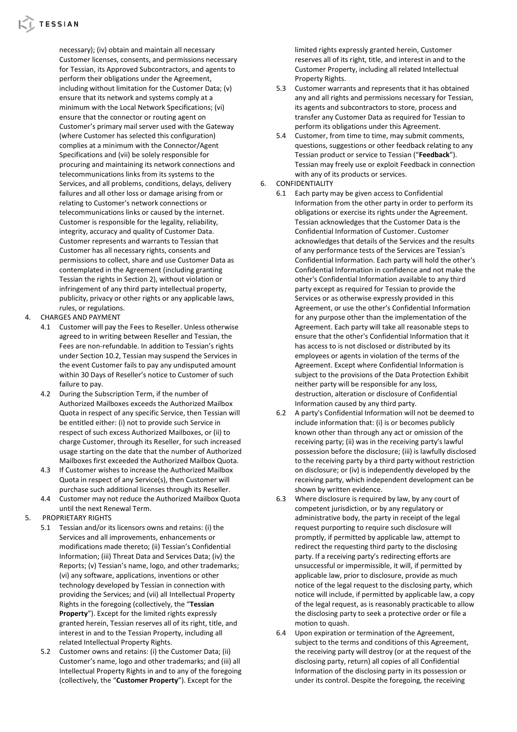necessary); (iv) obtain and maintain all necessary Customer licenses, consents, and permissions necessary for Tessian, its Approved Subcontractors, and agents to perform their obligations under the Agreement, including without limitation for the Customer Data; (v) ensure that its network and systems comply at a minimum with the Local Network Specifications; (vi) ensure that the connector or routing agent on Customer's primary mail server used with the Gateway (where Customer has selected this configuration) complies at a minimum with the Connector/Agent Specifications and (vii) be solely responsible for procuring and maintaining its network connections and telecommunications links from its systems to the Services, and all problems, conditions, delays, delivery failures and all other loss or damage arising from or relating to Customer's network connections or telecommunications links or caused by the internet. Customer is responsible for the legality, reliability, integrity, accuracy and quality of Customer Data. Customer represents and warrants to Tessian that Customer has all necessary rights, consents and permissions to collect, share and use Customer Data as contemplated in the Agreement (including granting Tessian the rights in Section 2), without violation or infringement of any third party intellectual property, publicity, privacy or other rights or any applicable laws, rules, or regulations.

4. CHARGES AND PAYMENT
   - 4.1 Customer will pay the Fees to Reseller. Unless otherwise agreed to in writing between Reseller and Tessian, the Fees are non-refundable. In addition to Tessian's rights under Section 10.2, Tessian may suspend the Services in the event Customer fails to pay any undisputed amount within 30 Days of Reseller's notice to Customer of such failure to pay.
   - 4.2 During the Subscription Term, if the number of Authorized Mailboxes exceeds the Authorized Mailbox Quota in respect of any specific Service, then Tessian will be entitled either: (i) not to provide such Service in respect of such excess Authorized Mailboxes, or (ii) to charge Customer, through its Reseller, for such increased usage starting on the date that the number of Authorized Mailboxes first exceeded the Authorized Mailbox Quota.
   - 4.3 If Customer wishes to increase the Authorized Mailbox Quota in respect of any Service(s), then Customer will purchase such additional licenses through its Reseller.
   - 4.4 Customer may not reduce the Authorized Mailbox Quota until the next Renewal Term.

5. PROPRIETARY RIGHTS
   - 5.1 Tessian and/or its licensors owns and retains: (i) the Services and all improvements, enhancements or modifications made thereto; (ii) Tessian's Confidential Information; (iii) Threat Data and Services Data; (iv) the Reports; (v) Tessian's name, logo, and other trademarks; (vi) any software, applications, inventions or other technology developed by Tessian in connection with providing the Services; and (vii) all Intellectual Property Rights in the foregoing (collectively, the "**Tessian Property**"). Except for the limited rights expressly granted herein, Tessian reserves all of its right, title, and interest in and to the Tessian Property, including all related Intellectual Property Rights.
   - 5.2 Customer owns and retains: (i) the Customer Data; (ii) Customer's name, logo and other trademarks; and (iii) all Intellectual Property Rights in and to any of the foregoing (collectively, the "**Customer Property**"). Except for the limited rights expressly granted herein, Customer reserves all of its right, title, and interest in and to the Customer Property, including all related Intellectual Property Rights.
   - 5.3 Customer warrants and represents that it has obtained any and all rights and permissions necessary for Tessian, its agents and subcontractors to store, process and transfer any Customer Data as required for Tessian to perform its obligations under this Agreement.
   - 5.4 Customer, from time to time, may submit comments, questions, suggestions or other feedback relating to any Tessian product or service to Tessian ("**Feedback**"). Tessian may freely use or exploit Feedback in connection with any of its products or services.

6. CONFIDENTIALITY
   - 6.1 Each party may be given access to Confidential Information from the other party in order to perform its obligations or exercise its rights under the Agreement. Tessian acknowledges that the Customer Data is the Confidential Information of Customer. Customer acknowledges that details of the Services and the results of any performance tests of the Services are Tessian's Confidential Information. Each party will hold the other's Confidential Information in confidence and not make the other's Confidential Information available to any third party except as required for Tessian to provide the Services or as otherwise expressly provided in this Agreement, or use the other's Confidential Information for any purpose other than the implementation of the Agreement. Each party will take all reasonable steps to ensure that the other's Confidential Information that it has access to is not disclosed or distributed by its employees or agents in violation of the terms of the Agreement. Except where Confidential Information is subject to the provisions of the Data Protection Exhibit neither party will be responsible for any loss, destruction, alteration or disclosure of Confidential Information caused by any third party.
   - 6.2 A party's Confidential Information will not be deemed to include information that: (i) is or becomes publicly known other than through any act or omission of the receiving party; (ii) was in the receiving party's lawful possession before the disclosure; (iii) is lawfully disclosed to the receiving party by a third party without restriction on disclosure; or (iv) is independently developed by the receiving party, which independent development can be shown by written evidence.
   - 6.3 Where disclosure is required by law, by any court of competent jurisdiction, or by any regulatory or administrative body, the party in receipt of the legal request purporting to require such disclosure will promptly, if permitted by applicable law, attempt to redirect the requesting third party to the disclosing party. If a receiving party's redirecting efforts are unsuccessful or impermissible, it will, if permitted by applicable law, prior to disclosure, provide as much notice of the legal request to the disclosing party, which notice will include, if permitted by applicable law, a copy of the legal request, as is reasonably practicable to allow the disclosing party to seek a protective order or file a motion to quash.
   - 6.4 Upon expiration or termination of the Agreement, subject to the terms and conditions of this Agreement, the receiving party will destroy (or at the request of the disclosing party, return) all copies of all Confidential Information of the disclosing party in its possession or under its control. Despite the foregoing, the receiving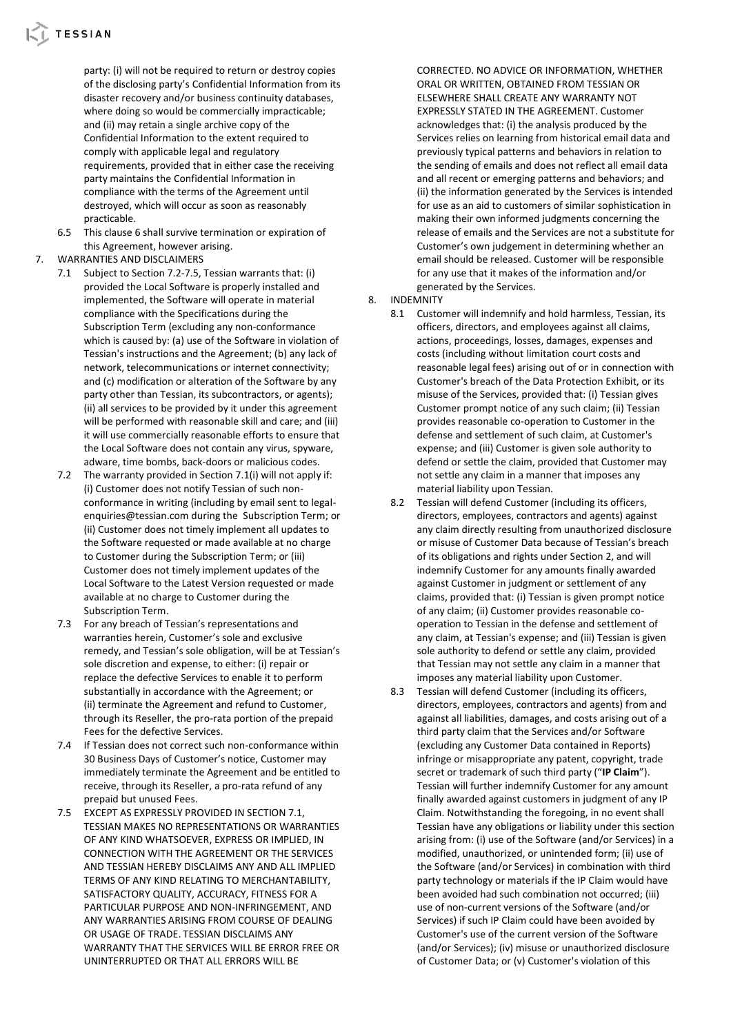party: (i) will not be required to return or destroy copies of the disclosing party's Confidential Information from its disaster recovery and/or business continuity databases, where doing so would be commercially impracticable; and (ii) may retain a single archive copy of the Confidential Information to the extent required to comply with applicable legal and regulatory requirements, provided that in either case the receiving party maintains the Confidential Information in compliance with the terms of the Agreement until destroyed, which will occur as soon as reasonably practicable.

6.5 This clause 6 shall survive termination or expiration of this Agreement, however arising.

7. WARRANTIES AND DISCLAIMERS

7.1 Subject to Section 7.2-7.5, Tessian warrants that: (i) provided the Local Software is properly installed and implemented, the Software will operate in material compliance with the Specifications during the Subscription Term (excluding any non-conformance which is caused by: (a) use of the Software in violation of Tessian's instructions and the Agreement; (b) any lack of network, telecommunications or internet connectivity; and (c) modification or alteration of the Software by any party other than Tessian, its subcontractors, or agents); (ii) all services to be provided by it under this agreement will be performed with reasonable skill and care; and (iii) it will use commercially reasonable efforts to ensure that the Local Software does not contain any virus, spyware, adware, time bombs, back-doors or malicious codes.

7.2 The warranty provided in Section 7.1(i) will not apply if: (i) Customer does not notify Tessian of such non-conformance in writing (including by email sent to legal-enquiries@tessian.com during the Subscription Term; or (ii) Customer does not timely implement all updates to the Software requested or made available at no charge to Customer during the Subscription Term; or (iii) Customer does not timely implement updates of the Local Software to the Latest Version requested or made available at no charge to Customer during the Subscription Term.

7.3 For any breach of Tessian's representations and warranties herein, Customer's sole and exclusive remedy, and Tessian's sole obligation, will be at Tessian's sole discretion and expense, to either: (i) repair or replace the defective Services to enable it to perform substantially in accordance with the Agreement; or (ii) terminate the Agreement and refund to Customer, through its Reseller, the pro-rata portion of the prepaid Fees for the defective Services.

7.4 If Tessian does not correct such non-conformance within 30 Business Days of Customer's notice, Customer may immediately terminate the Agreement and be entitled to receive, through its Reseller, a pro-rata refund of any prepaid but unused Fees.

7.5 EXCEPT AS EXPRESSLY PROVIDED IN SECTION 7.1, TESSIAN MAKES NO REPRESENTATIONS OR WARRANTIES OF ANY KIND WHATSOEVER, EXPRESS OR IMPLIED, IN CONNECTION WITH THE AGREEMENT OR THE SERVICES AND TESSIAN HEREBY DISCLAIMS ANY AND ALL IMPLIED TERMS OF ANY KIND RELATING TO MERCHANTABILITY, SATISFACTORY QUALITY, ACCURACY, FITNESS FOR A PARTICULAR PURPOSE AND NON-INFRINGEMENT, AND ANY WARRANTIES ARISING FROM COURSE OF DEALING OR USAGE OF TRADE. TESSIAN DISCLAIMS ANY WARRANTY THAT THE SERVICES WILL BE ERROR FREE OR UNINTERRUPTED OR THAT ALL ERRORS WILL BE CORRECTED. NO ADVICE OR INFORMATION, WHETHER ORAL OR WRITTEN, OBTAINED FROM TESSIAN OR ELSEWHERE SHALL CREATE ANY WARRANTY NOT EXPRESSLY STATED IN THE AGREEMENT. Customer acknowledges that: (i) the analysis produced by the Services relies on learning from historical email data and previously typical patterns and behaviors in relation to the sending of emails and does not reflect all email data and all recent or emerging patterns and behaviors; and (ii) the information generated by the Services is intended for use as an aid to customers of similar sophistication in making their own informed judgments concerning the release of emails and the Services are not a substitute for Customer's own judgement in determining whether an email should be released. Customer will be responsible for any use that it makes of the information and/or generated by the Services.

8. INDEMNITY

8.1 Customer will indemnify and hold harmless, Tessian, its officers, directors, and employees against all claims, actions, proceedings, losses, damages, expenses and costs (including without limitation court costs and reasonable legal fees) arising out of or in connection with Customer's breach of the Data Protection Exhibit, or its misuse of the Services, provided that: (i) Tessian gives Customer prompt notice of any such claim; (ii) Tessian provides reasonable co-operation to Customer in the defense and settlement of such claim, at Customer's expense; and (iii) Customer is given sole authority to defend or settle the claim, provided that Customer may not settle any claim in a manner that imposes any material liability upon Tessian.

8.2 Tessian will defend Customer (including its officers, directors, employees, contractors and agents) against any claim directly resulting from unauthorized disclosure or misuse of Customer Data because of Tessian's breach of its obligations and rights under Section 2, and will indemnify Customer for any amounts finally awarded against Customer in judgment or settlement of any claims, provided that: (i) Tessian is given prompt notice of any claim; (ii) Customer provides reasonable co-operation to Tessian in the defense and settlement of any claim, at Tessian's expense; and (iii) Tessian is given sole authority to defend or settle any claim, provided that Tessian may not settle any claim in a manner that imposes any material liability upon Customer.

8.3 Tessian will defend Customer (including its officers, directors, employees, contractors and agents) from and against all liabilities, damages, and costs arising out of a third party claim that the Services and/or Software (excluding any Customer Data contained in Reports) infringe or misappropriate any patent, copyright, trade secret or trademark of such third party ("**IP Claim**"). Tessian will further indemnify Customer for any amount finally awarded against customers in judgment of any IP Claim. Notwithstanding the foregoing, in no event shall Tessian have any obligations or liability under this section arising from: (i) use of the Software (and/or Services) in a modified, unauthorized, or unintended form; (ii) use of the Software (and/or Services) in combination with third party technology or materials if the IP Claim would have been avoided had such combination not occurred; (iii) use of non-current versions of the Software (and/or Services) if such IP Claim could have been avoided by Customer's use of the current version of the Software (and/or Services); (iv) misuse or unauthorized disclosure of Customer Data; or (v) Customer's violation of this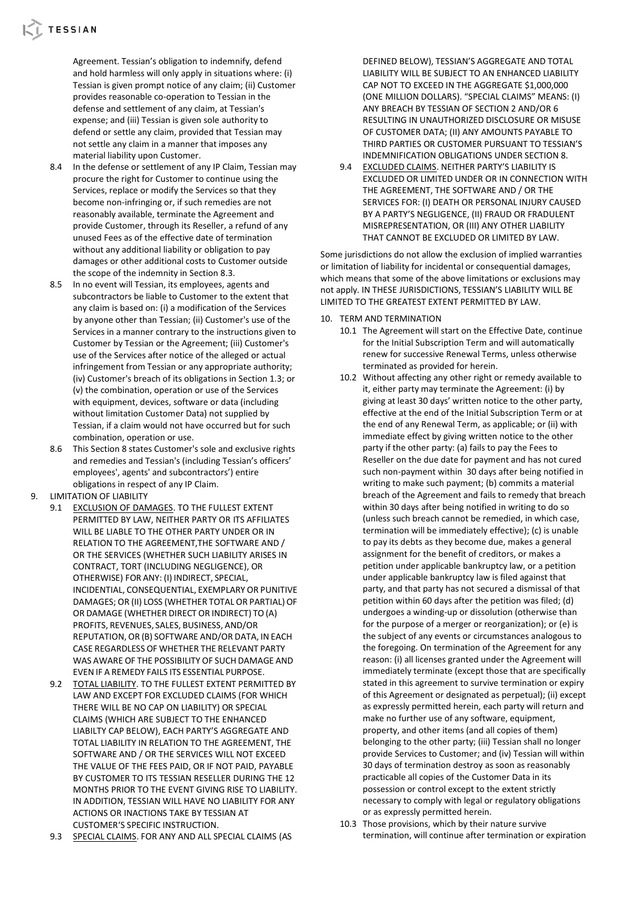Agreement. Tessian's obligation to indemnify, defend and hold harmless will only apply in situations where: (i) Tessian is given prompt notice of any claim; (ii) Customer provides reasonable co-operation to Tessian in the defense and settlement of any claim, at Tessian's expense; and (iii) Tessian is given sole authority to defend or settle any claim, provided that Tessian may not settle any claim in a manner that imposes any material liability upon Customer.

8.4 In the defense or settlement of any IP Claim, Tessian may procure the right for Customer to continue using the Services, replace or modify the Services so that they become non-infringing or, if such remedies are not reasonably available, terminate the Agreement and provide Customer, through its Reseller, a refund of any unused Fees as of the effective date of termination without any additional liability or obligation to pay damages or other additional costs to Customer outside the scope of the indemnity in Section 8.3.

8.5 In no event will Tessian, its employees, agents and subcontractors be liable to Customer to the extent that any claim is based on: (i) a modification of the Services by anyone other than Tessian; (ii) Customer's use of the Services in a manner contrary to the instructions given to Customer by Tessian or the Agreement; (iii) Customer's use of the Services after notice of the alleged or actual infringement from Tessian or any appropriate authority; (iv) Customer's breach of its obligations in Section 1.3; or (v) the combination, operation or use of the Services with equipment, devices, software or data (including without limitation Customer Data) not supplied by Tessian, if a claim would not have occurred but for such combination, operation or use.

8.6 This Section 8 states Customer's sole and exclusive rights and remedies and Tessian's (including Tessian's officers' employees', agents' and subcontractors') entire obligations in respect of any IP Claim.

9. LIMITATION OF LIABILITY

9.1 EXCLUSION OF DAMAGES. TO THE FULLEST EXTENT PERMITTED BY LAW, NEITHER PARTY OR ITS AFFILIATES WILL BE LIABLE TO THE OTHER PARTY UNDER OR IN RELATION TO THE AGREEMENT,THE SOFTWARE AND / OR THE SERVICES (WHETHER SUCH LIABILITY ARISES IN CONTRACT, TORT (INCLUDING NEGLIGENCE), OR OTHERWISE) FOR ANY: (I) INDIRECT, SPECIAL, INCIDENTIAL, CONSEQUENTIAL, EXEMPLARY OR PUNITIVE DAMAGES; OR (II) LOSS (WHETHER TOTAL OR PARTIAL) OF OR DAMAGE (WHETHER DIRECT OR INDIRECT) TO (A) PROFITS, REVENUES, SALES, BUSINESS, AND/OR REPUTATION, OR (B) SOFTWARE AND/OR DATA, IN EACH CASE REGARDLESS OF WHETHER THE RELEVANT PARTY WAS AWARE OF THE POSSIBILITY OF SUCH DAMAGE AND EVEN IF A REMEDY FAILS ITS ESSENTIAL PURPOSE.

9.2 TOTAL LIABILITY. TO THE FULLEST EXTENT PERMITTED BY LAW AND EXCEPT FOR EXCLUDED CLAIMS (FOR WHICH THERE WILL BE NO CAP ON LIABILITY) OR SPECIAL CLAIMS (WHICH ARE SUBJECT TO THE ENHANCED LIABILTY CAP BELOW), EACH PARTY'S AGGREGATE AND TOTAL LIABILITY IN RELATION TO THE AGREEMENT, THE SOFTWARE AND / OR THE SERVICES WILL NOT EXCEED THE VALUE OF THE FEES PAID, OR IF NOT PAID, PAYABLE BY CUSTOMER TO ITS TESSIAN RESELLER DURING THE 12 MONTHS PRIOR TO THE EVENT GIVING RISE TO LIABILITY. IN ADDITION, TESSIAN WILL HAVE NO LIABILITY FOR ANY ACTIONS OR INACTIONS TAKE BY TESSIAN AT CUSTOMER'S SPECIFIC INSTRUCTION.

9.3 SPECIAL CLAIMS. FOR ANY AND ALL SPECIAL CLAIMS (AS DEFINED BELOW), TESSIAN'S AGGREGATE AND TOTAL LIABILITY WILL BE SUBJECT TO AN ENHANCED LIABILITY CAP NOT TO EXCEED IN THE AGGREGATE $1,000,000 (ONE MILLION DOLLARS). "SPECIAL CLAIMS" MEANS: (I) ANY BREACH BY TESSIAN OF SECTION 2 AND/OR 6 RESULTING IN UNAUTHORIZED DISCLOSURE OR MISUSE OF CUSTOMER DATA; (II) ANY AMOUNTS PAYABLE TO THIRD PARTIES OR CUSTOMER PURSUANT TO TESSIAN'S INDEMNIFICATION OBLIGATIONS UNDER SECTION 8.

9.4 EXCLUDED CLAIMS. NEITHER PARTY'S LIABILITY IS EXCLUDED OR LIMITED UNDER OR IN CONNECTION WITH THE AGREEMENT, THE SOFTWARE AND / OR THE SERVICES FOR: (I) DEATH OR PERSONAL INJURY CAUSED BY A PARTY'S NEGLIGENCE, (II) FRAUD OR FRADULENT MISREPRESENTATION, OR (III) ANY OTHER LIABILITY THAT CANNOT BE EXCLUDED OR LIMITED BY LAW.

Some jurisdictions do not allow the exclusion of implied warranties or limitation of liability for incidental or consequential damages, which means that some of the above limitations or exclusions may not apply. IN THESE JURISDICTIONS, TESSIAN'S LIABILITY WILL BE LIMITED TO THE GREATEST EXTENT PERMITTED BY LAW.

10. TERM AND TERMINATION

10.1 The Agreement will start on the Effective Date, continue for the Initial Subscription Term and will automatically renew for successive Renewal Terms, unless otherwise terminated as provided for herein.

10.2 Without affecting any other right or remedy available to it, either party may terminate the Agreement: (i) by giving at least 30 days' written notice to the other party, effective at the end of the Initial Subscription Term or at the end of any Renewal Term, as applicable; or (ii) with immediate effect by giving written notice to the other party if the other party: (a) fails to pay the Fees to Reseller on the due date for payment and has not cured such non-payment within 30 days after being notified in writing to make such payment; (b) commits a material breach of the Agreement and fails to remedy that breach within 30 days after being notified in writing to do so (unless such breach cannot be remedied, in which case, termination will be immediately effective); (c) is unable to pay its debts as they become due, makes a general assignment for the benefit of creditors, or makes a petition under applicable bankruptcy law, or a petition under applicable bankruptcy law is filed against that party, and that party has not secured a dismissal of that petition within 60 days after the petition was filed; (d) undergoes a winding-up or dissolution (otherwise than for the purpose of a merger or reorganization); or (e) is the subject of any events or circumstances analogous to the foregoing. On termination of the Agreement for any reason: (i) all licenses granted under the Agreement will immediately terminate (except those that are specifically stated in this agreement to survive termination or expiry of this Agreement or designated as perpetual); (ii) except as expressly permitted herein, each party will return and make no further use of any software, equipment, property, and other items (and all copies of them) belonging to the other party; (iii) Tessian shall no longer provide Services to Customer; and (iv) Tessian will within 30 days of termination destroy as soon as reasonably practicable all copies of the Customer Data in its possession or control except to the extent strictly necessary to comply with legal or regulatory obligations or as expressly permitted herein.

10.3 Those provisions, which by their nature survive termination, will continue after termination or expiration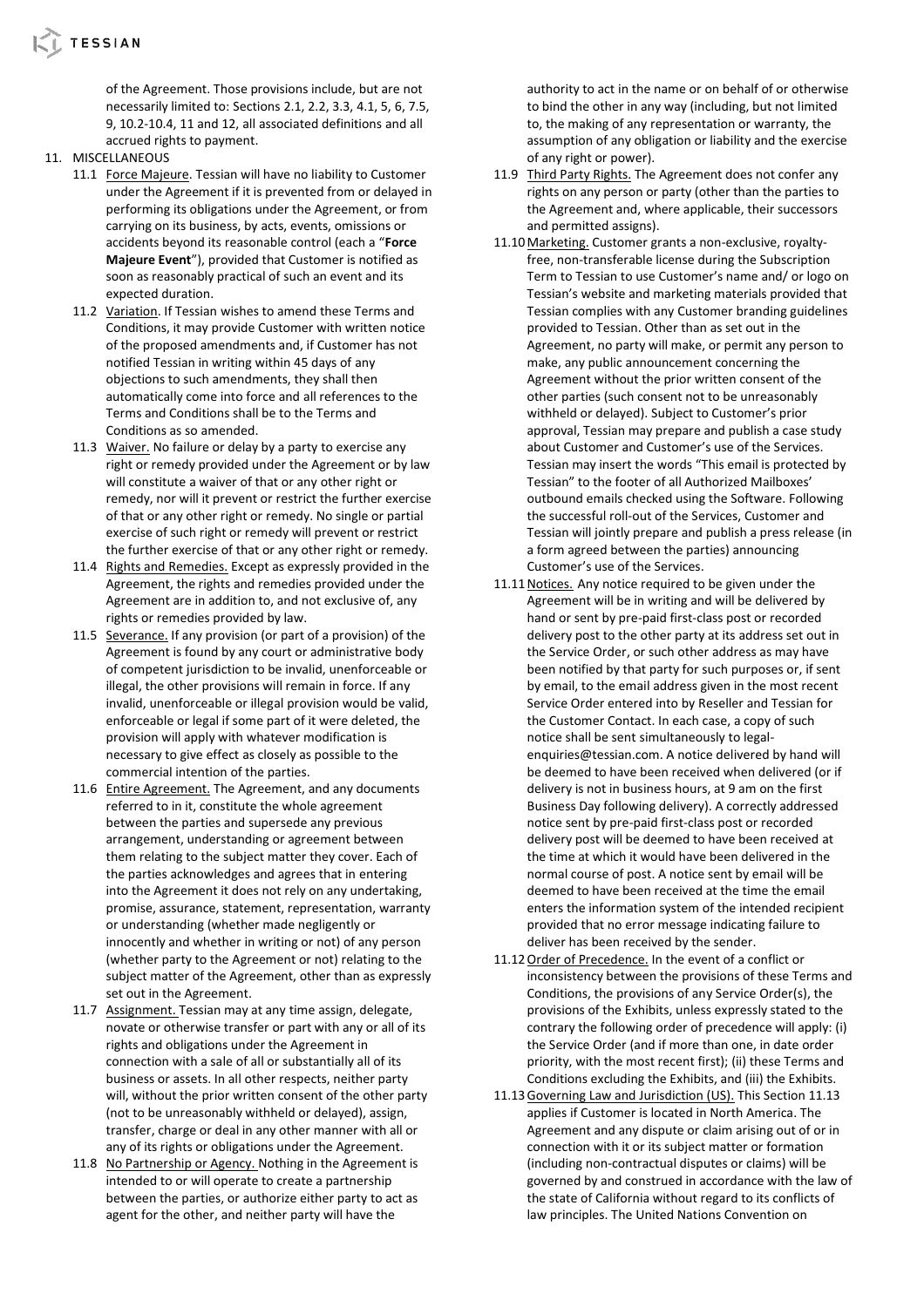of the Agreement. Those provisions include, but are not necessarily limited to: Sections 2.1, 2.2, 3.3, 4.1, 5, 6, 7.5, 9, 10.2-10.4, 11 and 12, all associated definitions and all accrued rights to payment.

11. MISCELLANEOUS

11.1 Force Majeure. Tessian will have no liability to Customer under the Agreement if it is prevented from or delayed in performing its obligations under the Agreement, or from carrying on its business, by acts, events, omissions or accidents beyond its reasonable control (each a "**Force Majeure Event**"), provided that Customer is notified as soon as reasonably practical of such an event and its expected duration.

11.2 Variation. If Tessian wishes to amend these Terms and Conditions, it may provide Customer with written notice of the proposed amendments and, if Customer has not notified Tessian in writing within 45 days of any objections to such amendments, they shall then automatically come into force and all references to the Terms and Conditions shall be to the Terms and Conditions as so amended.

11.3 Waiver. No failure or delay by a party to exercise any right or remedy provided under the Agreement or by law will constitute a waiver of that or any other right or remedy, nor will it prevent or restrict the further exercise of that or any other right or remedy. No single or partial exercise of such right or remedy will prevent or restrict the further exercise of that or any other right or remedy.

11.4 Rights and Remedies. Except as expressly provided in the Agreement, the rights and remedies provided under the Agreement are in addition to, and not exclusive of, any rights or remedies provided by law.

11.5 Severance. If any provision (or part of a provision) of the Agreement is found by any court or administrative body of competent jurisdiction to be invalid, unenforceable or illegal, the other provisions will remain in force. If any invalid, unenforceable or illegal provision would be valid, enforceable or legal if some part of it were deleted, the provision will apply with whatever modification is necessary to give effect as closely as possible to the commercial intention of the parties.

11.6 Entire Agreement. The Agreement, and any documents referred to in it, constitute the whole agreement between the parties and supersede any previous arrangement, understanding or agreement between them relating to the subject matter they cover. Each of the parties acknowledges and agrees that in entering into the Agreement it does not rely on any undertaking, promise, assurance, statement, representation, warranty or understanding (whether made negligently or innocently and whether in writing or not) of any person (whether party to the Agreement or not) relating to the subject matter of the Agreement, other than as expressly set out in the Agreement.

11.7 Assignment. Tessian may at any time assign, delegate, novate or otherwise transfer or part with any or all of its rights and obligations under the Agreement in connection with a sale of all or substantially all of its business or assets. In all other respects, neither party will, without the prior written consent of the other party (not to be unreasonably withheld or delayed), assign, transfer, charge or deal in any other manner with all or any of its rights or obligations under the Agreement.

11.8 No Partnership or Agency. Nothing in the Agreement is intended to or will operate to create a partnership between the parties, or authorize either party to act as agent for the other, and neither party will have the authority to act in the name or on behalf of or otherwise to bind the other in any way (including, but not limited to, the making of any representation or warranty, the assumption of any obligation or liability and the exercise of any right or power).

11.9 Third Party Rights. The Agreement does not confer any rights on any person or party (other than the parties to the Agreement and, where applicable, their successors and permitted assigns).

11.10 Marketing. Customer grants a non-exclusive, royalty-free, non-transferable license during the Subscription Term to Tessian to use Customer's name and/ or logo on Tessian's website and marketing materials provided that Tessian complies with any Customer branding guidelines provided to Tessian. Other than as set out in the Agreement, no party will make, or permit any person to make, any public announcement concerning the Agreement without the prior written consent of the other parties (such consent not to be unreasonably withheld or delayed). Subject to Customer's prior approval, Tessian may prepare and publish a case study about Customer and Customer's use of the Services. Tessian may insert the words "This email is protected by Tessian" to the footer of all Authorized Mailboxes' outbound emails checked using the Software. Following the successful roll-out of the Services, Customer and Tessian will jointly prepare and publish a press release (in a form agreed between the parties) announcing Customer's use of the Services.

11.11 Notices. Any notice required to be given under the Agreement will be in writing and will be delivered by hand or sent by pre-paid first-class post or recorded delivery post to the other party at its address set out in the Service Order, or such other address as may have been notified by that party for such purposes or, if sent by email, to the email address given in the most recent Service Order entered into by Reseller and Tessian for the Customer Contact. In each case, a copy of such notice shall be sent simultaneously to legal-enquiries@tessian.com. A notice delivered by hand will be deemed to have been received when delivered (or if delivery is not in business hours, at 9 am on the first Business Day following delivery). A correctly addressed notice sent by pre-paid first-class post or recorded delivery post will be deemed to have been received at the time at which it would have been delivered in the normal course of post. A notice sent by email will be deemed to have been received at the time the email enters the information system of the intended recipient provided that no error message indicating failure to deliver has been received by the sender.

11.12 Order of Precedence. In the event of a conflict or inconsistency between the provisions of these Terms and Conditions, the provisions of any Service Order(s), the provisions of the Exhibits, unless expressly stated to the contrary the following order of precedence will apply: (i) the Service Order (and if more than one, in date order priority, with the most recent first); (ii) these Terms and Conditions excluding the Exhibits, and (iii) the Exhibits.

11.13 Governing Law and Jurisdiction (US). This Section 11.13 applies if Customer is located in North America. The Agreement and any dispute or claim arising out of or in connection with it or its subject matter or formation (including non-contractual disputes or claims) will be governed by and construed in accordance with the law of the state of California without regard to its conflicts of law principles. The United Nations Convention on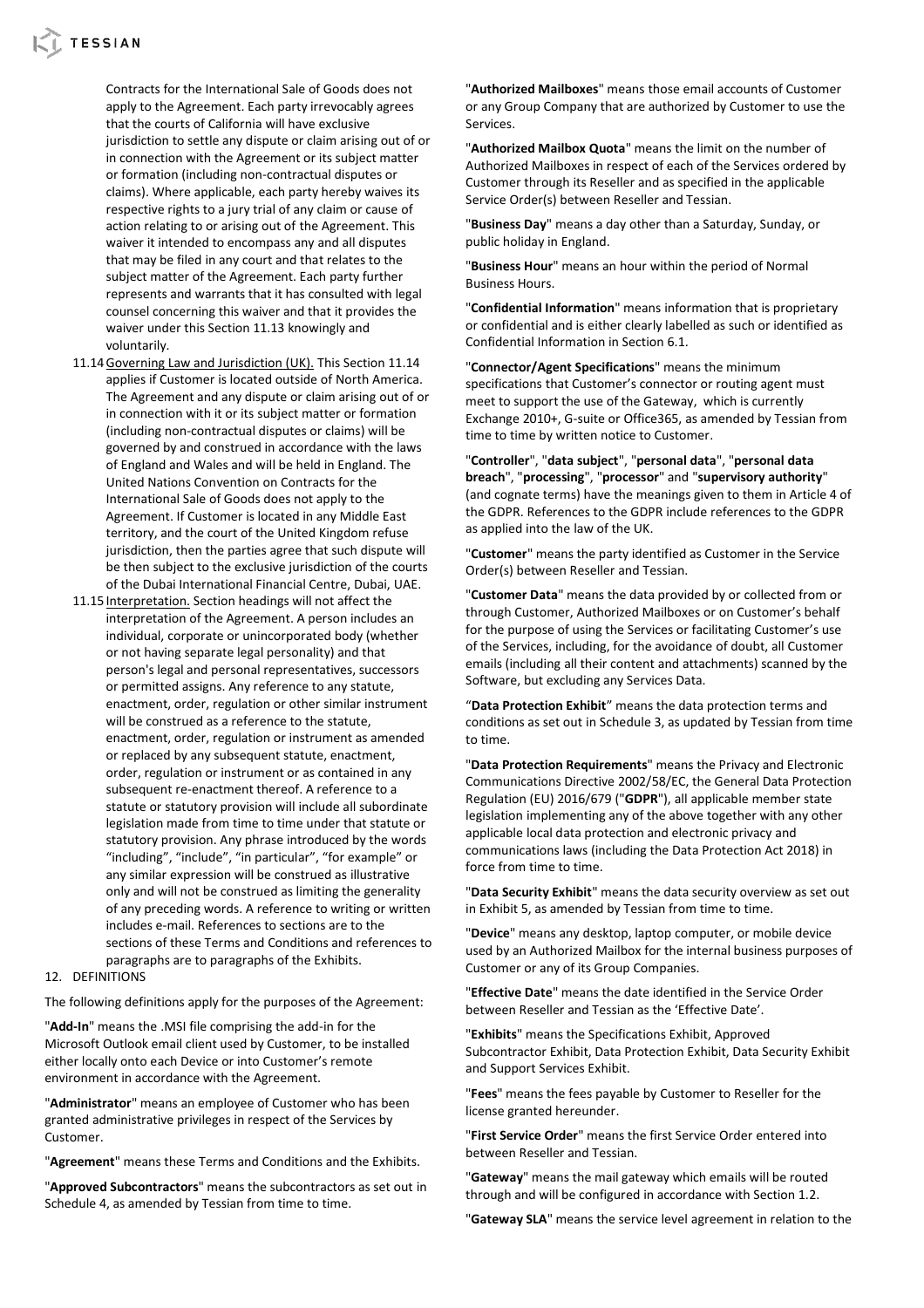Contracts for the International Sale of Goods does not apply to the Agreement. Each party irrevocably agrees that the courts of California will have exclusive jurisdiction to settle any dispute or claim arising out of or in connection with the Agreement or its subject matter or formation (including non-contractual disputes or claims). Where applicable, each party hereby waives its respective rights to a jury trial of any claim or cause of action relating to or arising out of the Agreement. This waiver it intended to encompass any and all disputes that may be filed in any court and that relates to the subject matter of the Agreement. Each party further represents and warrants that it has consulted with legal counsel concerning this waiver and that it provides the waiver under this Section 11.13 knowingly and voluntarily.

11.14 Governing Law and Jurisdiction (UK). This Section 11.14 applies if Customer is located outside of North America. The Agreement and any dispute or claim arising out of or in connection with it or its subject matter or formation (including non-contractual disputes or claims) will be governed by and construed in accordance with the laws of England and Wales and will be held in England. The United Nations Convention on Contracts for the International Sale of Goods does not apply to the Agreement. If Customer is located in any Middle East territory, and the court of the United Kingdom refuse jurisdiction, then the parties agree that such dispute will be then subject to the exclusive jurisdiction of the courts of the Dubai International Financial Centre, Dubai, UAE.

11.15 Interpretation. Section headings will not affect the interpretation of the Agreement. A person includes an individual, corporate or unincorporated body (whether or not having separate legal personality) and that person's legal and personal representatives, successors or permitted assigns. Any reference to any statute, enactment, order, regulation or other similar instrument will be construed as a reference to the statute, enactment, order, regulation or instrument as amended or replaced by any subsequent statute, enactment, order, regulation or instrument or as contained in any subsequent re-enactment thereof. A reference to a statute or statutory provision will include all subordinate legislation made from time to time under that statute or statutory provision. Any phrase introduced by the words "including", "include", "in particular", "for example" or any similar expression will be construed as illustrative only and will not be construed as limiting the generality of any preceding words. A reference to writing or written includes e-mail. References to sections are to the sections of these Terms and Conditions and references to paragraphs are to paragraphs of the Exhibits.

## 12. DEFINITIONS

The following definitions apply for the purposes of the Agreement:

"**Add-In**" means the .MSI file comprising the add-in for the Microsoft Outlook email client used by Customer, to be installed either locally onto each Device or into Customer's remote environment in accordance with the Agreement.

"**Administrator**" means an employee of Customer who has been granted administrative privileges in respect of the Services by Customer.

"**Agreement**" means these Terms and Conditions and the Exhibits.

"**Approved Subcontractors**" means the subcontractors as set out in Schedule 4, as amended by Tessian from time to time.

"**Authorized Mailboxes**" means those email accounts of Customer or any Group Company that are authorized by Customer to use the Services.

"**Authorized Mailbox Quota**" means the limit on the number of Authorized Mailboxes in respect of each of the Services ordered by Customer through its Reseller and as specified in the applicable Service Order(s) between Reseller and Tessian.

"**Business Day**" means a day other than a Saturday, Sunday, or public holiday in England.

"**Business Hour**" means an hour within the period of Normal Business Hours.

"**Confidential Information**" means information that is proprietary or confidential and is either clearly labelled as such or identified as Confidential Information in Section 6.1.

"**Connector/Agent Specifications**" means the minimum specifications that Customer's connector or routing agent must meet to support the use of the Gateway, which is currently Exchange 2010+, G-suite or Office365, as amended by Tessian from time to time by written notice to Customer.

"**Controller**", "**data subject**", "**personal data**", "**personal data breach**", "**processing**", "**processor**" and "**supervisory authority**" (and cognate terms) have the meanings given to them in Article 4 of the GDPR. References to the GDPR include references to the GDPR as applied into the law of the UK.

"**Customer**" means the party identified as Customer in the Service Order(s) between Reseller and Tessian.

"**Customer Data**" means the data provided by or collected from or through Customer, Authorized Mailboxes or on Customer's behalf for the purpose of using the Services or facilitating Customer's use of the Services, including, for the avoidance of doubt, all Customer emails (including all their content and attachments) scanned by the Software, but excluding any Services Data.

"**Data Protection Exhibit**" means the data protection terms and conditions as set out in Schedule 3, as updated by Tessian from time to time.

"**Data Protection Requirements**" means the Privacy and Electronic Communications Directive 2002/58/EC, the General Data Protection Regulation (EU) 2016/679 ("**GDPR**"), all applicable member state legislation implementing any of the above together with any other applicable local data protection and electronic privacy and communications laws (including the Data Protection Act 2018) in force from time to time.

"**Data Security Exhibit**" means the data security overview as set out in Exhibit 5, as amended by Tessian from time to time.

"**Device**" means any desktop, laptop computer, or mobile device used by an Authorized Mailbox for the internal business purposes of Customer or any of its Group Companies.

"**Effective Date**" means the date identified in the Service Order between Reseller and Tessian as the 'Effective Date'.

"**Exhibits**" means the Specifications Exhibit, Approved Subcontractor Exhibit, Data Protection Exhibit, Data Security Exhibit and Support Services Exhibit.

"**Fees**" means the fees payable by Customer to Reseller for the license granted hereunder.

"**First Service Order**" means the first Service Order entered into between Reseller and Tessian.

"**Gateway**" means the mail gateway which emails will be routed through and will be configured in accordance with Section 1.2.

"**Gateway SLA**" means the service level agreement in relation to the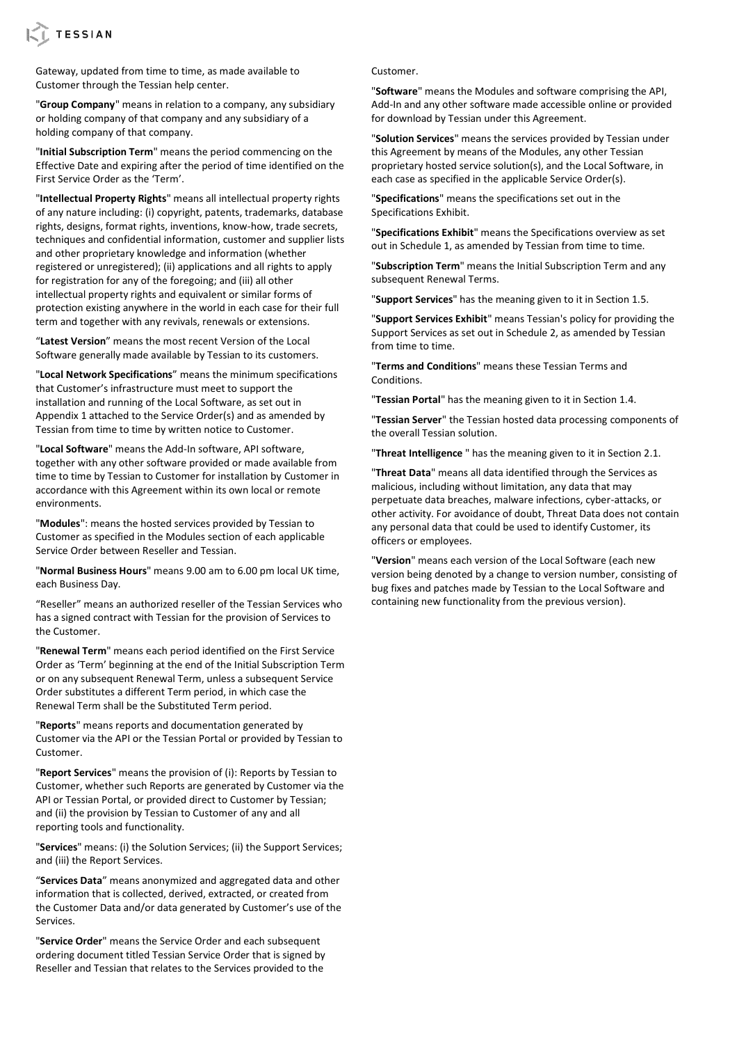Gateway, updated from time to time, as made available to Customer through the Tessian help center.

"**Group Company**" means in relation to a company, any subsidiary or holding company of that company and any subsidiary of a holding company of that company.

"**Initial Subscription Term**" means the period commencing on the Effective Date and expiring after the period of time identified on the First Service Order as the 'Term'.

"**Intellectual Property Rights**" means all intellectual property rights of any nature including: (i) copyright, patents, trademarks, database rights, designs, format rights, inventions, know-how, trade secrets, techniques and confidential information, customer and supplier lists and other proprietary knowledge and information (whether registered or unregistered); (ii) applications and all rights to apply for registration for any of the foregoing; and (iii) all other intellectual property rights and equivalent or similar forms of protection existing anywhere in the world in each case for their full term and together with any revivals, renewals or extensions.

"**Latest Version**" means the most recent Version of the Local Software generally made available by Tessian to its customers.

"**Local Network Specifications**" means the minimum specifications that Customer's infrastructure must meet to support the installation and running of the Local Software, as set out in Appendix 1 attached to the Service Order(s) and as amended by Tessian from time to time by written notice to Customer.

"**Local Software**" means the Add-In software, API software, together with any other software provided or made available from time to time by Tessian to Customer for installation by Customer in accordance with this Agreement within its own local or remote environments.

"**Modules**": means the hosted services provided by Tessian to Customer as specified in the Modules section of each applicable Service Order between Reseller and Tessian.

"**Normal Business Hours**" means 9.00 am to 6.00 pm local UK time, each Business Day.

"Reseller" means an authorized reseller of the Tessian Services who has a signed contract with Tessian for the provision of Services to the Customer.

"**Renewal Term**" means each period identified on the First Service Order as 'Term' beginning at the end of the Initial Subscription Term or on any subsequent Renewal Term, unless a subsequent Service Order substitutes a different Term period, in which case the Renewal Term shall be the Substituted Term period.

"**Reports**" means reports and documentation generated by Customer via the API or the Tessian Portal or provided by Tessian to Customer.

"**Report Services**" means the provision of (i): Reports by Tessian to Customer, whether such Reports are generated by Customer via the API or Tessian Portal, or provided direct to Customer by Tessian; and (ii) the provision by Tessian to Customer of any and all reporting tools and functionality.

"**Services**" means: (i) the Solution Services; (ii) the Support Services; and (iii) the Report Services.

"**Services Data**" means anonymized and aggregated data and other information that is collected, derived, extracted, or created from the Customer Data and/or data generated by Customer's use of the Services.

"**Service Order**" means the Service Order and each subsequent ordering document titled Tessian Service Order that is signed by Reseller and Tessian that relates to the Services provided to the Customer.

"**Software**" means the Modules and software comprising the API, Add-In and any other software made accessible online or provided for download by Tessian under this Agreement.

"**Solution Services**" means the services provided by Tessian under this Agreement by means of the Modules, any other Tessian proprietary hosted service solution(s), and the Local Software, in each case as specified in the applicable Service Order(s).

"**Specifications**" means the specifications set out in the Specifications Exhibit.

"**Specifications Exhibit**" means the Specifications overview as set out in Schedule 1, as amended by Tessian from time to time.

"**Subscription Term**" means the Initial Subscription Term and any subsequent Renewal Terms.

"**Support Services**" has the meaning given to it in Section 1.5.

"**Support Services Exhibit**" means Tessian's policy for providing the Support Services as set out in Schedule 2, as amended by Tessian from time to time.

"**Terms and Conditions**" means these Tessian Terms and Conditions.

"**Tessian Portal**" has the meaning given to it in Section 1.4.

"**Tessian Server**" the Tessian hosted data processing components of the overall Tessian solution.

"**Threat Intelligence** " has the meaning given to it in Section 2.1.

"**Threat Data**" means all data identified through the Services as malicious, including without limitation, any data that may perpetuate data breaches, malware infections, cyber-attacks, or other activity. For avoidance of doubt, Threat Data does not contain any personal data that could be used to identify Customer, its officers or employees.

"**Version**" means each version of the Local Software (each new version being denoted by a change to version number, consisting of bug fixes and patches made by Tessian to the Local Software and containing new functionality from the previous version).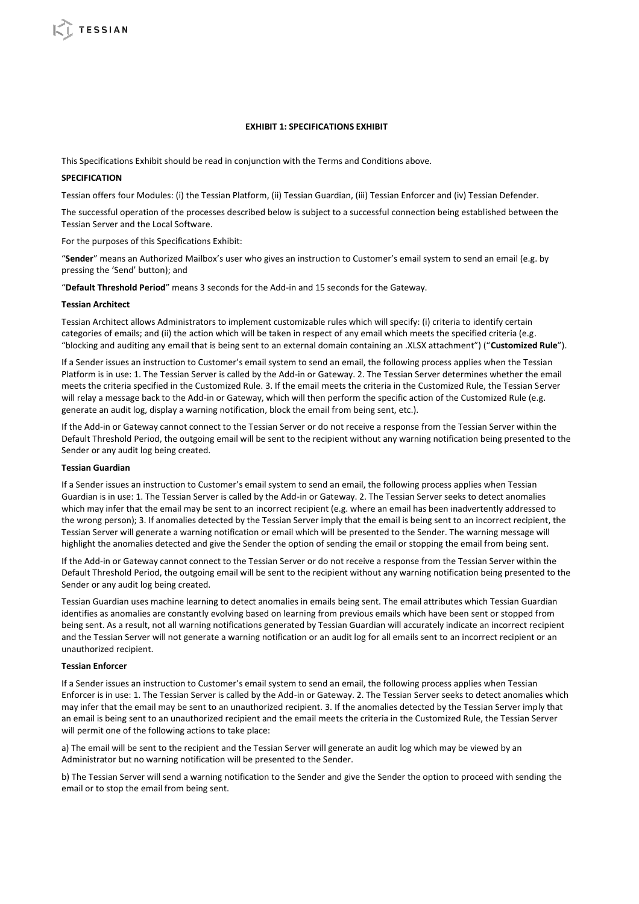## EXHIBIT 1: SPECIFICATIONS EXHIBIT

This Specifications Exhibit should be read in conjunction with the Terms and Conditions above.

### SPECIFICATION

Tessian offers four Modules: (i) the Tessian Platform, (ii) Tessian Guardian, (iii) Tessian Enforcer and (iv) Tessian Defender.

The successful operation of the processes described below is subject to a successful connection being established between the Tessian Server and the Local Software.

For the purposes of this Specifications Exhibit:

"**Sender**" means an Authorized Mailbox's user who gives an instruction to Customer's email system to send an email (e.g. by pressing the 'Send' button); and

"**Default Threshold Period**" means 3 seconds for the Add-in and 15 seconds for the Gateway.

### Tessian Architect

Tessian Architect allows Administrators to implement customizable rules which will specify: (i) criteria to identify certain categories of emails; and (ii) the action which will be taken in respect of any email which meets the specified criteria (e.g. "blocking and auditing any email that is being sent to an external domain containing an .XLSX attachment") ("**Customized Rule**").

If a Sender issues an instruction to Customer's email system to send an email, the following process applies when the Tessian Platform is in use: 1. The Tessian Server is called by the Add-in or Gateway. 2. The Tessian Server determines whether the email meets the criteria specified in the Customized Rule. 3. If the email meets the criteria in the Customized Rule, the Tessian Server will relay a message back to the Add-in or Gateway, which will then perform the specific action of the Customized Rule (e.g. generate an audit log, display a warning notification, block the email from being sent, etc.).

If the Add-in or Gateway cannot connect to the Tessian Server or do not receive a response from the Tessian Server within the Default Threshold Period, the outgoing email will be sent to the recipient without any warning notification being presented to the Sender or any audit log being created.

### Tessian Guardian

If a Sender issues an instruction to Customer's email system to send an email, the following process applies when Tessian Guardian is in use: 1. The Tessian Server is called by the Add-in or Gateway. 2. The Tessian Server seeks to detect anomalies which may infer that the email may be sent to an incorrect recipient (e.g. where an email has been inadvertently addressed to the wrong person); 3. If anomalies detected by the Tessian Server imply that the email is being sent to an incorrect recipient, the Tessian Server will generate a warning notification or email which will be presented to the Sender. The warning message will highlight the anomalies detected and give the Sender the option of sending the email or stopping the email from being sent.

If the Add-in or Gateway cannot connect to the Tessian Server or do not receive a response from the Tessian Server within the Default Threshold Period, the outgoing email will be sent to the recipient without any warning notification being presented to the Sender or any audit log being created.

Tessian Guardian uses machine learning to detect anomalies in emails being sent. The email attributes which Tessian Guardian identifies as anomalies are constantly evolving based on learning from previous emails which have been sent or stopped from being sent. As a result, not all warning notifications generated by Tessian Guardian will accurately indicate an incorrect recipient and the Tessian Server will not generate a warning notification or an audit log for all emails sent to an incorrect recipient or an unauthorized recipient.

### Tessian Enforcer

If a Sender issues an instruction to Customer's email system to send an email, the following process applies when Tessian Enforcer is in use: 1. The Tessian Server is called by the Add-in or Gateway. 2. The Tessian Server seeks to detect anomalies which may infer that the email may be sent to an unauthorized recipient. 3. If the anomalies detected by the Tessian Server imply that an email is being sent to an unauthorized recipient and the email meets the criteria in the Customized Rule, the Tessian Server will permit one of the following actions to take place:

a) The email will be sent to the recipient and the Tessian Server will generate an audit log which may be viewed by an Administrator but no warning notification will be presented to the Sender.

b) The Tessian Server will send a warning notification to the Sender and give the Sender the option to proceed with sending the email or to stop the email from being sent.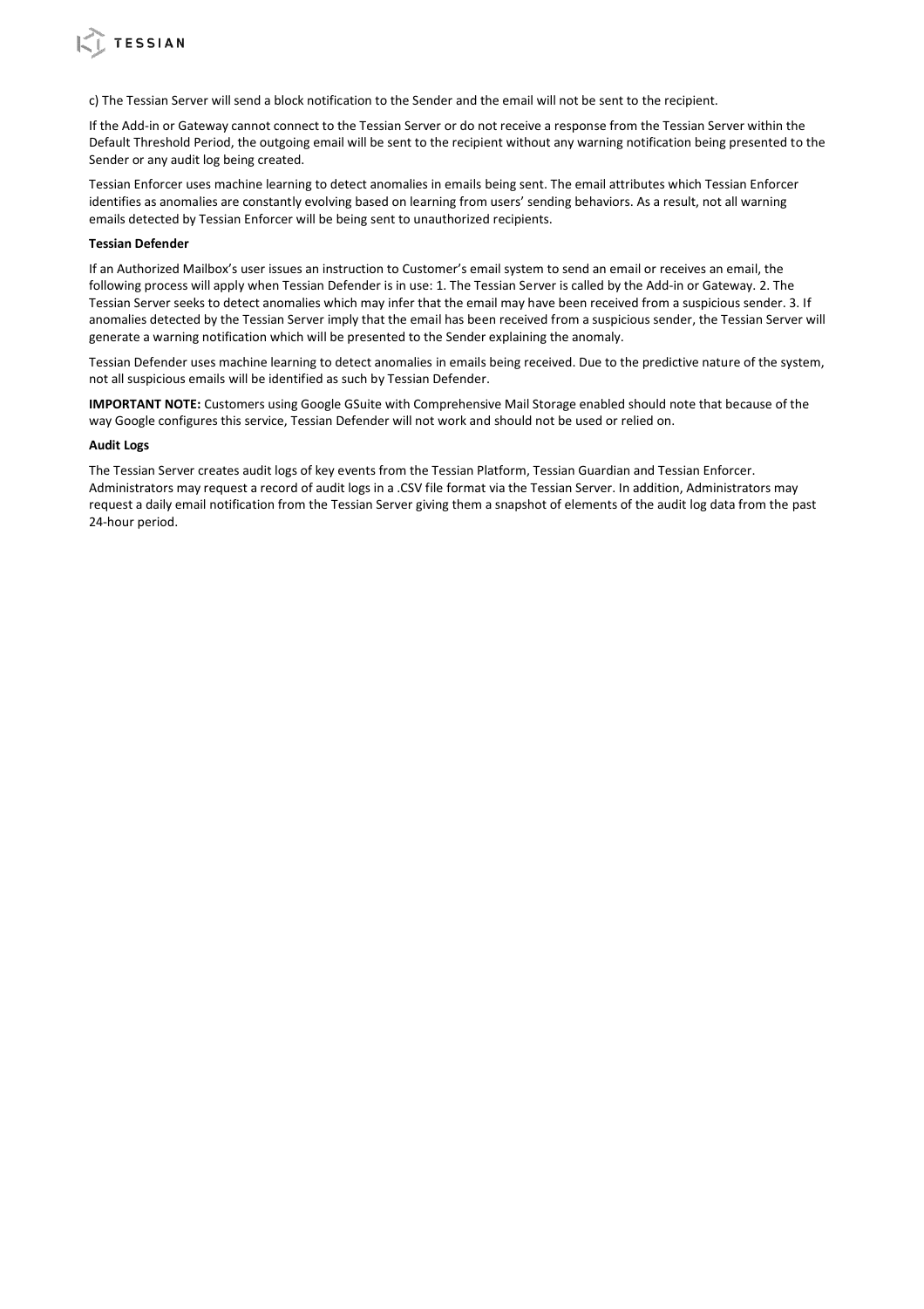c) The Tessian Server will send a block notification to the Sender and the email will not be sent to the recipient.

If the Add-in or Gateway cannot connect to the Tessian Server or do not receive a response from the Tessian Server within the Default Threshold Period, the outgoing email will be sent to the recipient without any warning notification being presented to the Sender or any audit log being created.

Tessian Enforcer uses machine learning to detect anomalies in emails being sent. The email attributes which Tessian Enforcer identifies as anomalies are constantly evolving based on learning from users' sending behaviors. As a result, not all warning emails detected by Tessian Enforcer will be being sent to unauthorized recipients.

**Tessian Defender**

If an Authorized Mailbox's user issues an instruction to Customer's email system to send an email or receives an email, the following process will apply when Tessian Defender is in use: 1. The Tessian Server is called by the Add-in or Gateway. 2. The Tessian Server seeks to detect anomalies which may infer that the email may have been received from a suspicious sender. 3. If anomalies detected by the Tessian Server imply that the email has been received from a suspicious sender, the Tessian Server will generate a warning notification which will be presented to the Sender explaining the anomaly.

Tessian Defender uses machine learning to detect anomalies in emails being received. Due to the predictive nature of the system, not all suspicious emails will be identified as such by Tessian Defender.

**IMPORTANT NOTE:** Customers using Google GSuite with Comprehensive Mail Storage enabled should note that because of the way Google configures this service, Tessian Defender will not work and should not be used or relied on.

**Audit Logs**

The Tessian Server creates audit logs of key events from the Tessian Platform, Tessian Guardian and Tessian Enforcer. Administrators may request a record of audit logs in a .CSV file format via the Tessian Server. In addition, Administrators may request a daily email notification from the Tessian Server giving them a snapshot of elements of the audit log data from the past 24-hour period.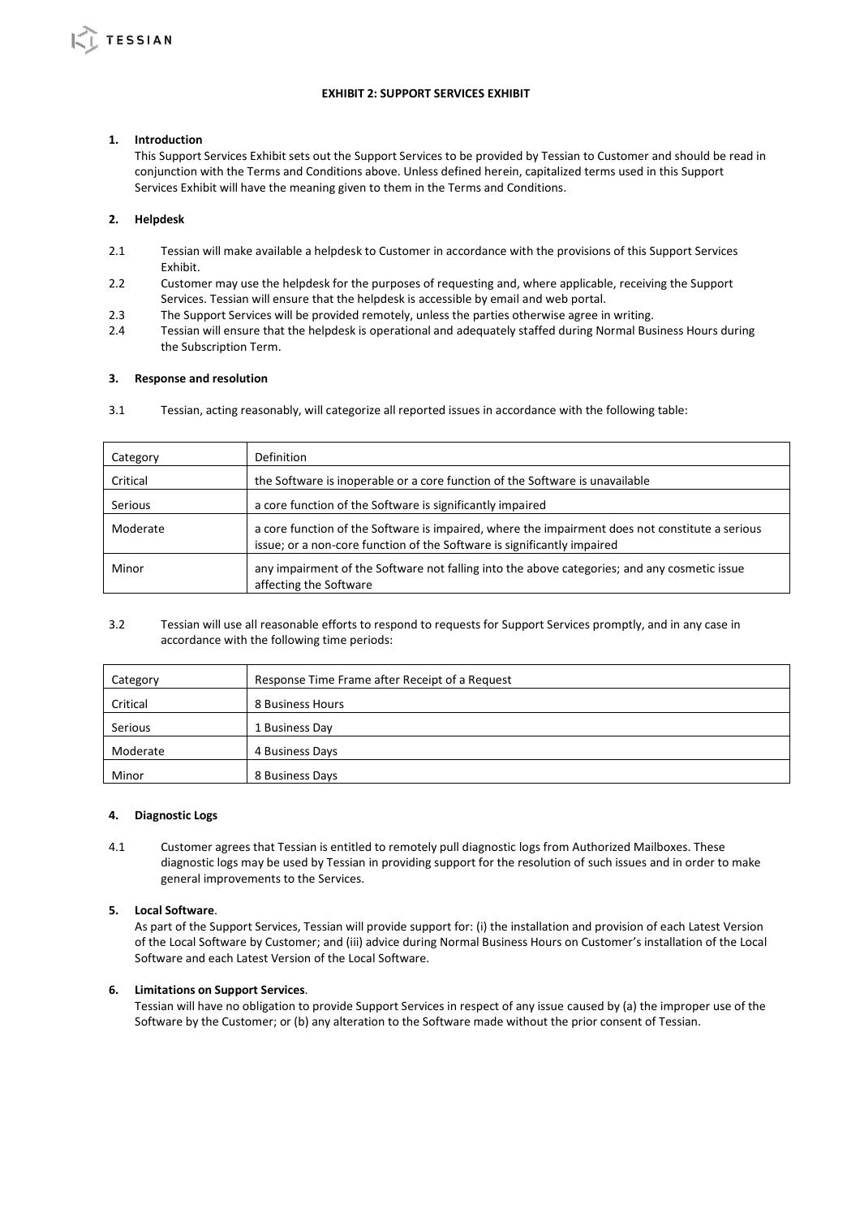# EXHIBIT 2: SUPPORT SERVICES EXHIBIT

**1. Introduction**

This Support Services Exhibit sets out the Support Services to be provided by Tessian to Customer and should be read in conjunction with the Terms and Conditions above. Unless defined herein, capitalized terms used in this Support Services Exhibit will have the meaning given to them in the Terms and Conditions.

**2. Helpdesk**

2.1 Tessian will make available a helpdesk to Customer in accordance with the provisions of this Support Services Exhibit.

2.2 Customer may use the helpdesk for the purposes of requesting and, where applicable, receiving the Support Services. Tessian will ensure that the helpdesk is accessible by email and web portal.

2.3 The Support Services will be provided remotely, unless the parties otherwise agree in writing.

2.4 Tessian will ensure that the helpdesk is operational and adequately staffed during Normal Business Hours during the Subscription Term.

**3. Response and resolution**

3.1 Tessian, acting reasonably, will categorize all reported issues in accordance with the following table:

| Category | Definition |
|---|---|
| Critical | the Software is inoperable or a core function of the Software is unavailable |
| Serious | a core function of the Software is significantly impaired |
| Moderate | a core function of the Software is impaired, where the impairment does not constitute a serious issue; or a non-core function of the Software is significantly impaired |
| Minor | any impairment of the Software not falling into the above categories; and any cosmetic issue affecting the Software |

3.2 Tessian will use all reasonable efforts to respond to requests for Support Services promptly, and in any case in accordance with the following time periods:

| Category | Response Time Frame after Receipt of a Request |
|---|---|
| Critical | 8 Business Hours |
| Serious | 1 Business Day |
| Moderate | 4 Business Days |
| Minor | 8 Business Days |

**4. Diagnostic Logs**

4.1 Customer agrees that Tessian is entitled to remotely pull diagnostic logs from Authorized Mailboxes. These diagnostic logs may be used by Tessian in providing support for the resolution of such issues and in order to make general improvements to the Services.

**5. Local Software**.

As part of the Support Services, Tessian will provide support for: (i) the installation and provision of each Latest Version of the Local Software by Customer; and (iii) advice during Normal Business Hours on Customer's installation of the Local Software and each Latest Version of the Local Software.

**6. Limitations on Support Services**.

Tessian will have no obligation to provide Support Services in respect of any issue caused by (a) the improper use of the Software by the Customer; or (b) any alteration to the Software made without the prior consent of Tessian.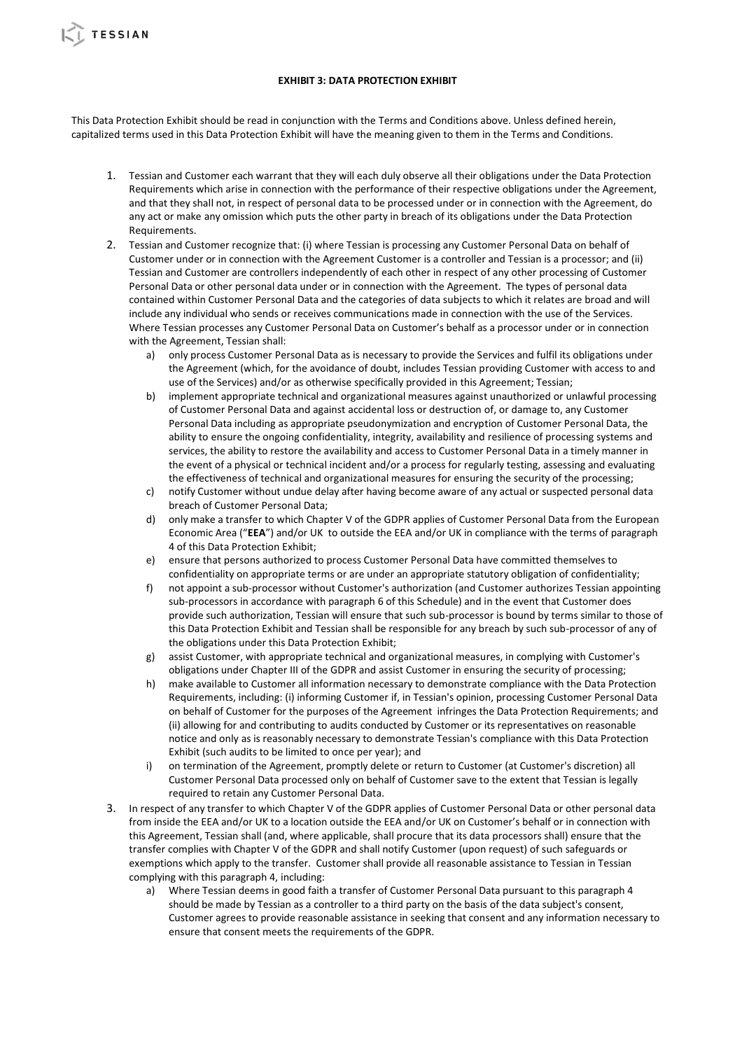**EXHIBIT 3: DATA PROTECTION EXHIBIT**

This Data Protection Exhibit should be read in conjunction with the Terms and Conditions above. Unless defined herein, capitalized terms used in this Data Protection Exhibit will have the meaning given to them in the Terms and Conditions.

1. Tessian and Customer each warrant that they will each duly observe all their obligations under the Data Protection Requirements which arise in connection with the performance of their respective obligations under the Agreement, and that they shall not, in respect of personal data to be processed under or in connection with the Agreement, do any act or make any omission which puts the other party in breach of its obligations under the Data Protection Requirements.
2. Tessian and Customer recognize that: (i) where Tessian is processing any Customer Personal Data on behalf of Customer under or in connection with the Agreement Customer is a controller and Tessian is a processor; and (ii) Tessian and Customer are controllers independently of each other in respect of any other processing of Customer Personal Data or other personal data under or in connection with the Agreement. The types of personal data contained within Customer Personal Data and the categories of data subjects to which it relates are broad and will include any individual who sends or receives communications made in connection with the use of the Services. Where Tessian processes any Customer Personal Data on Customer's behalf as a processor under or in connection with the Agreement, Tessian shall:
   a) only process Customer Personal Data as is necessary to provide the Services and fulfil its obligations under the Agreement (which, for the avoidance of doubt, includes Tessian providing Customer with access to and use of the Services) and/or as otherwise specifically provided in this Agreement; Tessian;
   b) implement appropriate technical and organizational measures against unauthorized or unlawful processing of Customer Personal Data and against accidental loss or destruction of, or damage to, any Customer Personal Data including as appropriate pseudonymization and encryption of Customer Personal Data, the ability to ensure the ongoing confidentiality, integrity, availability and resilience of processing systems and services, the ability to restore the availability and access to Customer Personal Data in a timely manner in the event of a physical or technical incident and/or a process for regularly testing, assessing and evaluating the effectiveness of technical and organizational measures for ensuring the security of the processing;
   c) notify Customer without undue delay after having become aware of any actual or suspected personal data breach of Customer Personal Data;
   d) only make a transfer to which Chapter V of the GDPR applies of Customer Personal Data from the European Economic Area ("**EEA**") and/or UK to outside the EEA and/or UK in compliance with the terms of paragraph 4 of this Data Protection Exhibit;
   e) ensure that persons authorized to process Customer Personal Data have committed themselves to confidentiality on appropriate terms or are under an appropriate statutory obligation of confidentiality;
   f) not appoint a sub-processor without Customer's authorization (and Customer authorizes Tessian appointing sub-processors in accordance with paragraph 6 of this Schedule) and in the event that Customer does provide such authorization, Tessian will ensure that such sub-processor is bound by terms similar to those of this Data Protection Exhibit and Tessian shall be responsible for any breach by such sub-processor of any of the obligations under this Data Protection Exhibit;
   g) assist Customer, with appropriate technical and organizational measures, in complying with Customer's obligations under Chapter III of the GDPR and assist Customer in ensuring the security of processing;
   h) make available to Customer all information necessary to demonstrate compliance with the Data Protection Requirements, including: (i) informing Customer if, in Tessian's opinion, processing Customer Personal Data on behalf of Customer for the purposes of the Agreement infringes the Data Protection Requirements; and (ii) allowing for and contributing to audits conducted by Customer or its representatives on reasonable notice and only as is reasonably necessary to demonstrate Tessian's compliance with this Data Protection Exhibit (such audits to be limited to once per year); and
   i) on termination of the Agreement, promptly delete or return to Customer (at Customer's discretion) all Customer Personal Data processed only on behalf of Customer save to the extent that Tessian is legally required to retain any Customer Personal Data.
3. In respect of any transfer to which Chapter V of the GDPR applies of Customer Personal Data or other personal data from inside the EEA and/or UK to a location outside the EEA and/or UK on Customer's behalf or in connection with this Agreement, Tessian shall (and, where applicable, shall procure that its data processors shall) ensure that the transfer complies with Chapter V of the GDPR and shall notify Customer (upon request) of such safeguards or exemptions which apply to the transfer. Customer shall provide all reasonable assistance to Tessian in Tessian complying with this paragraph 4, including:
   a) Where Tessian deems in good faith a transfer of Customer Personal Data pursuant to this paragraph 4 should be made by Tessian as a controller to a third party on the basis of the data subject's consent, Customer agrees to provide reasonable assistance in seeking that consent and any information necessary to ensure that consent meets the requirements of the GDPR.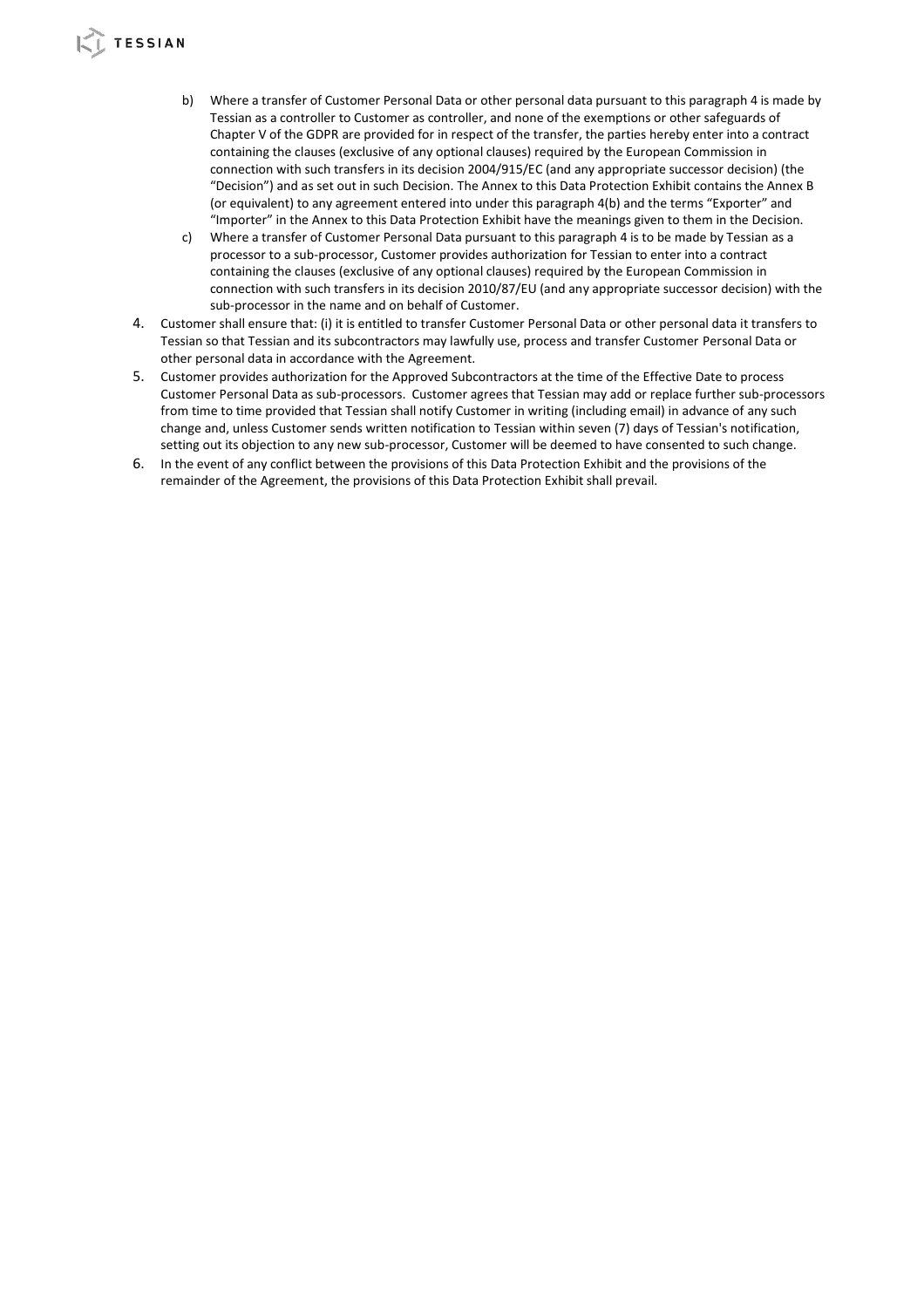b) Where a transfer of Customer Personal Data or other personal data pursuant to this paragraph 4 is made by Tessian as a controller to Customer as controller, and none of the exemptions or other safeguards of Chapter V of the GDPR are provided for in respect of the transfer, the parties hereby enter into a contract containing the clauses (exclusive of any optional clauses) required by the European Commission in connection with such transfers in its decision 2004/915/EC (and any appropriate successor decision) (the "Decision") and as set out in such Decision. The Annex to this Data Protection Exhibit contains the Annex B (or equivalent) to any agreement entered into under this paragraph 4(b) and the terms "Exporter" and "Importer" in the Annex to this Data Protection Exhibit have the meanings given to them in the Decision.

c) Where a transfer of Customer Personal Data pursuant to this paragraph 4 is to be made by Tessian as a processor to a sub-processor, Customer provides authorization for Tessian to enter into a contract containing the clauses (exclusive of any optional clauses) required by the European Commission in connection with such transfers in its decision 2010/87/EU (and any appropriate successor decision) with the sub-processor in the name and on behalf of Customer.

4. Customer shall ensure that: (i) it is entitled to transfer Customer Personal Data or other personal data it transfers to Tessian so that Tessian and its subcontractors may lawfully use, process and transfer Customer Personal Data or other personal data in accordance with the Agreement.

5. Customer provides authorization for the Approved Subcontractors at the time of the Effective Date to process Customer Personal Data as sub-processors. Customer agrees that Tessian may add or replace further sub-processors from time to time provided that Tessian shall notify Customer in writing (including email) in advance of any such change and, unless Customer sends written notification to Tessian within seven (7) days of Tessian's notification, setting out its objection to any new sub-processor, Customer will be deemed to have consented to such change.

6. In the event of any conflict between the provisions of this Data Protection Exhibit and the provisions of the remainder of the Agreement, the provisions of this Data Protection Exhibit shall prevail.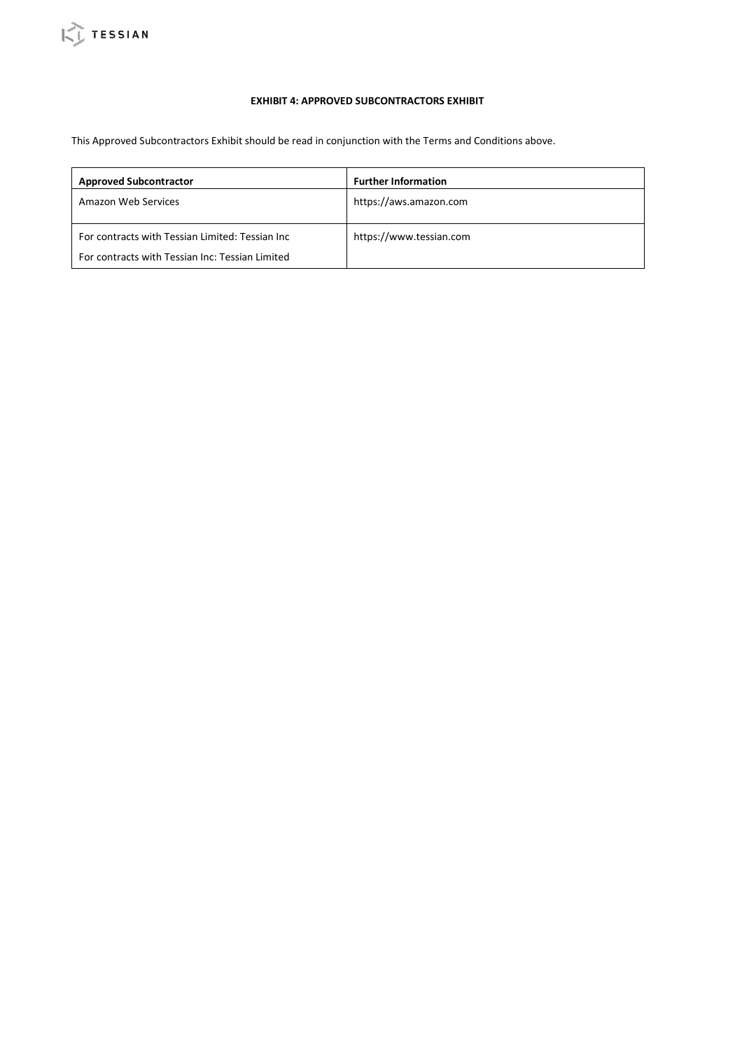**EXHIBIT 4: APPROVED SUBCONTRACTORS EXHIBIT**

This Approved Subcontractors Exhibit should be read in conjunction with the Terms and Conditions above.

| Approved Subcontractor | Further Information |
| --- | --- |
| Amazon Web Services | https://aws.amazon.com |
| For contracts with Tessian Limited: Tessian Inc<br>For contracts with Tessian Inc: Tessian Limited | https://www.tessian.com |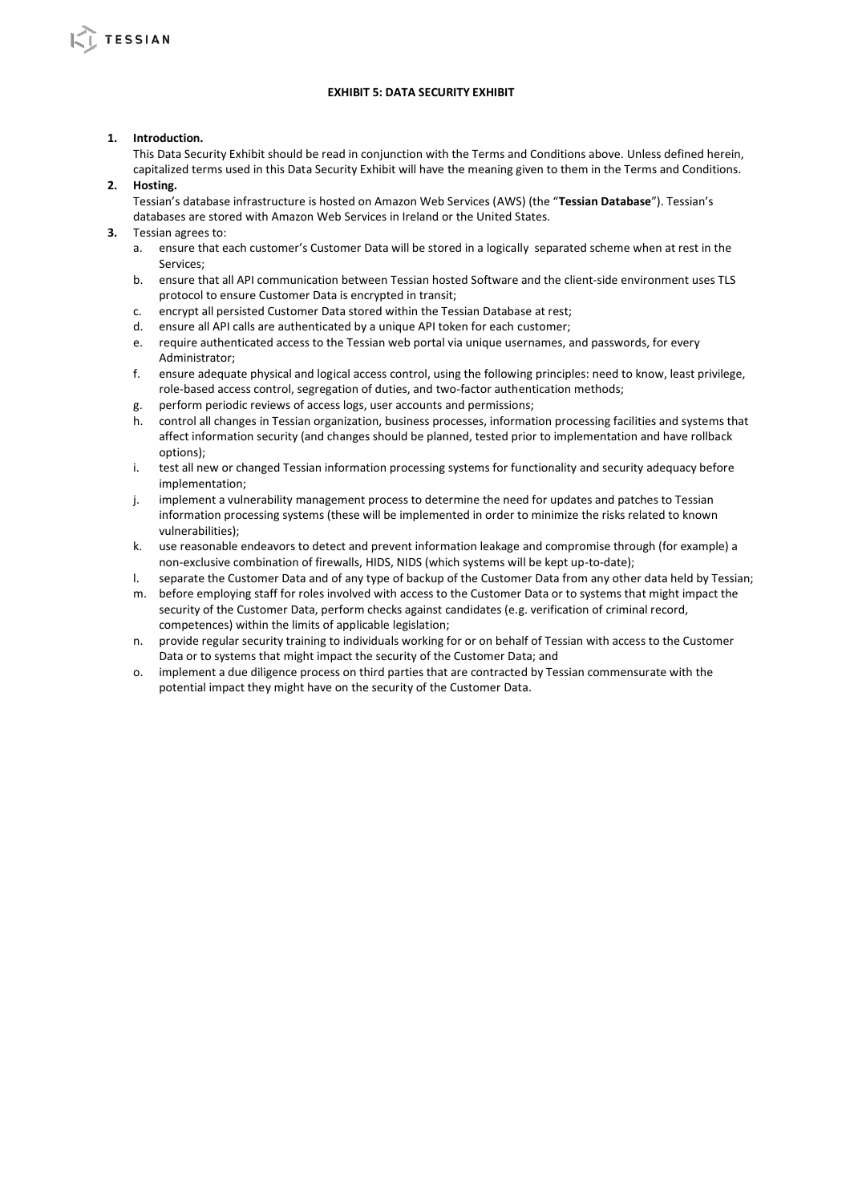**EXHIBIT 5: DATA SECURITY EXHIBIT**

1. **Introduction.**
   This Data Security Exhibit should be read in conjunction with the Terms and Conditions above. Unless defined herein, capitalized terms used in this Data Security Exhibit will have the meaning given to them in the Terms and Conditions.
2. **Hosting.**
   Tessian's database infrastructure is hosted on Amazon Web Services (AWS) (the "**Tessian Database**"). Tessian's databases are stored with Amazon Web Services in Ireland or the United States.
3. Tessian agrees to:
   a. ensure that each customer's Customer Data will be stored in a logically separated scheme when at rest in the Services;
   b. ensure that all API communication between Tessian hosted Software and the client-side environment uses TLS protocol to ensure Customer Data is encrypted in transit;
   c. encrypt all persisted Customer Data stored within the Tessian Database at rest;
   d. ensure all API calls are authenticated by a unique API token for each customer;
   e. require authenticated access to the Tessian web portal via unique usernames, and passwords, for every Administrator;
   f. ensure adequate physical and logical access control, using the following principles: need to know, least privilege, role-based access control, segregation of duties, and two-factor authentication methods;
   g. perform periodic reviews of access logs, user accounts and permissions;
   h. control all changes in Tessian organization, business processes, information processing facilities and systems that affect information security (and changes should be planned, tested prior to implementation and have rollback options);
   i. test all new or changed Tessian information processing systems for functionality and security adequacy before implementation;
   j. implement a vulnerability management process to determine the need for updates and patches to Tessian information processing systems (these will be implemented in order to minimize the risks related to known vulnerabilities);
   k. use reasonable endeavors to detect and prevent information leakage and compromise through (for example) a non-exclusive combination of firewalls, HIDS, NIDS (which systems will be kept up-to-date);
   l. separate the Customer Data and of any type of backup of the Customer Data from any other data held by Tessian;
   m. before employing staff for roles involved with access to the Customer Data or to systems that might impact the security of the Customer Data, perform checks against candidates (e.g. verification of criminal record, competences) within the limits of applicable legislation;
   n. provide regular security training to individuals working for or on behalf of Tessian with access to the Customer Data or to systems that might impact the security of the Customer Data; and
   o. implement a due diligence process on third parties that are contracted by Tessian commensurate with the potential impact they might have on the security of the Customer Data.